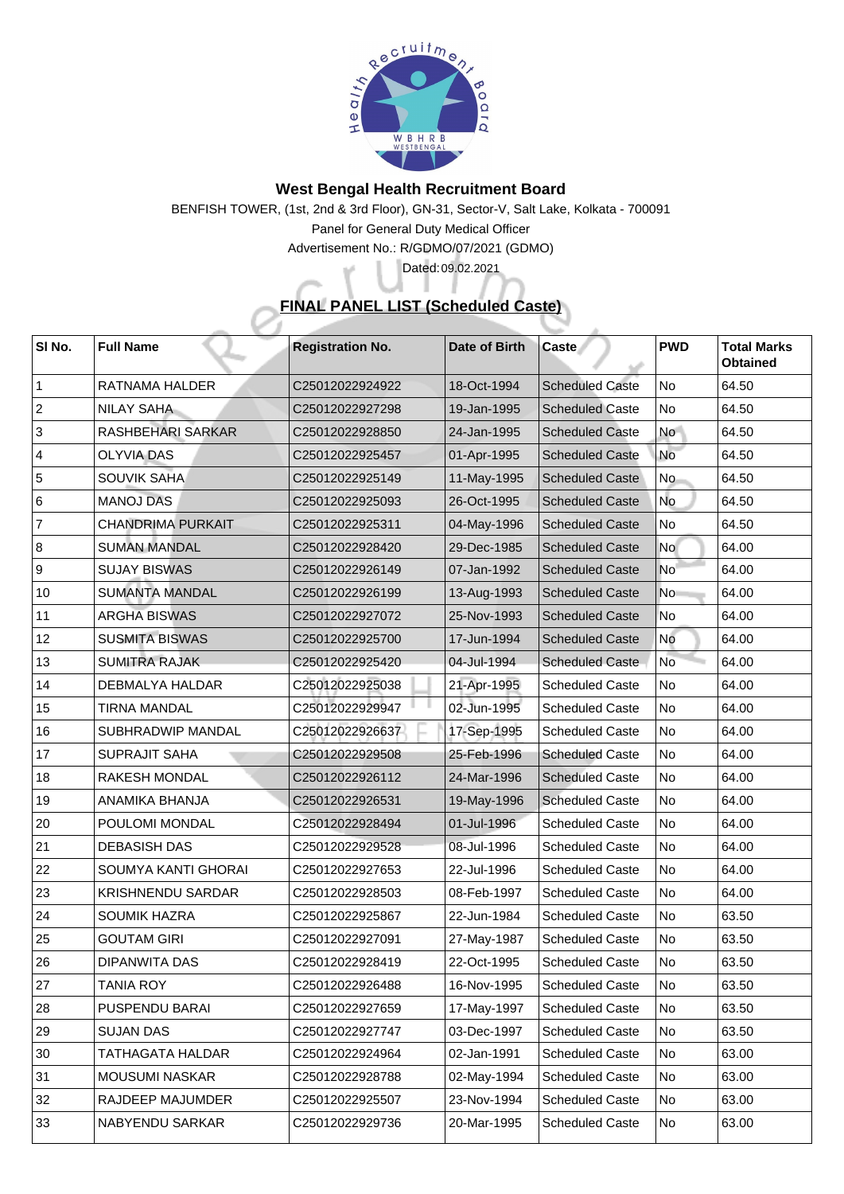# West Bengal Health Recruitment Board

BENFISH TOWER, (1st, 2nd & 3rd Floor), GN-31, Sector-V, Salt Lake, Kolkata - 700091

Panel for General Duty Medical Officer

Advertisement No.: R/GDMO/07/2021 (GDMO)

Dated: 09.02.2021

## FINAL PANEL LIST (Scheduled Caste)

| Sl No. | Full Name | Registration No. | Date of Birth | Caste | PWD | Total Marks Obtained |
|---|---|---|---|---|---|---|
| 1 | RATNAMA HALDER | C25012022924922 | 18-Oct-1994 | Scheduled Caste | No | 64.50 |
| 2 | NILAY SAHA | C25012022927298 | 19-Jan-1995 | Scheduled Caste | No | 64.50 |
| 3 | RASHBEHARI SARKAR | C25012022928850 | 24-Jan-1995 | Scheduled Caste | No | 64.50 |
| 4 | OLYVIA DAS | C25012022925457 | 01-Apr-1995 | Scheduled Caste | No | 64.50 |
| 5 | SOUVIK SAHA | C25012022925149 | 11-May-1995 | Scheduled Caste | No | 64.50 |
| 6 | MANOJ DAS | C25012022925093 | 26-Oct-1995 | Scheduled Caste | No | 64.50 |
| 7 | CHANDRIMA PURKAIT | C25012022925311 | 04-May-1996 | Scheduled Caste | No | 64.50 |
| 8 | SUMAN MANDAL | C25012022928420 | 29-Dec-1985 | Scheduled Caste | No | 64.00 |
| 9 | SUJAY BISWAS | C25012022926149 | 07-Jan-1992 | Scheduled Caste | No | 64.00 |
| 10 | SUMANTA MANDAL | C25012022926199 | 13-Aug-1993 | Scheduled Caste | No | 64.00 |
| 11 | ARGHA BISWAS | C25012022927072 | 25-Nov-1993 | Scheduled Caste | No | 64.00 |
| 12 | SUSMITA BISWAS | C25012022925700 | 17-Jun-1994 | Scheduled Caste | No | 64.00 |
| 13 | SUMITRA RAJAK | C25012022925420 | 04-Jul-1994 | Scheduled Caste | No | 64.00 |
| 14 | DEBMALYA HALDAR | C25012022925038 | 21-Apr-1995 | Scheduled Caste | No | 64.00 |
| 15 | TIRNA MANDAL | C25012022929947 | 02-Jun-1995 | Scheduled Caste | No | 64.00 |
| 16 | SUBHRADWIP MANDAL | C25012022926637 | 17-Sep-1995 | Scheduled Caste | No | 64.00 |
| 17 | SUPRAJIT SAHA | C25012022929508 | 25-Feb-1996 | Scheduled Caste | No | 64.00 |
| 18 | RAKESH MONDAL | C25012022926112 | 24-Mar-1996 | Scheduled Caste | No | 64.00 |
| 19 | ANAMIKA BHANJA | C25012022926531 | 19-May-1996 | Scheduled Caste | No | 64.00 |
| 20 | POULOMI MONDAL | C25012022928494 | 01-Jul-1996 | Scheduled Caste | No | 64.00 |
| 21 | DEBASISH DAS | C25012022929528 | 08-Jul-1996 | Scheduled Caste | No | 64.00 |
| 22 | SOUMYA KANTI GHORAI | C25012022927653 | 22-Jul-1996 | Scheduled Caste | No | 64.00 |
| 23 | KRISHNENDU SARDAR | C25012022928503 | 08-Feb-1997 | Scheduled Caste | No | 64.00 |
| 24 | SOUMIK HAZRA | C25012022925867 | 22-Jun-1984 | Scheduled Caste | No | 63.50 |
| 25 | GOUTAM GIRI | C25012022927091 | 27-May-1987 | Scheduled Caste | No | 63.50 |
| 26 | DIPANWITA DAS | C25012022928419 | 22-Oct-1995 | Scheduled Caste | No | 63.50 |
| 27 | TANIA ROY | C25012022926488 | 16-Nov-1995 | Scheduled Caste | No | 63.50 |
| 28 | PUSPENDU BARAI | C25012022927659 | 17-May-1997 | Scheduled Caste | No | 63.50 |
| 29 | SUJAN DAS | C25012022927747 | 03-Dec-1997 | Scheduled Caste | No | 63.50 |
| 30 | TATHAGATA HALDAR | C25012022924964 | 02-Jan-1991 | Scheduled Caste | No | 63.00 |
| 31 | MOUSUMI NASKAR | C25012022928788 | 02-May-1994 | Scheduled Caste | No | 63.00 |
| 32 | RAJDEEP MAJUMDER | C25012022925507 | 23-Nov-1994 | Scheduled Caste | No | 63.00 |
| 33 | NABYENDU SARKAR | C25012022929736 | 20-Mar-1995 | Scheduled Caste | No | 63.00 |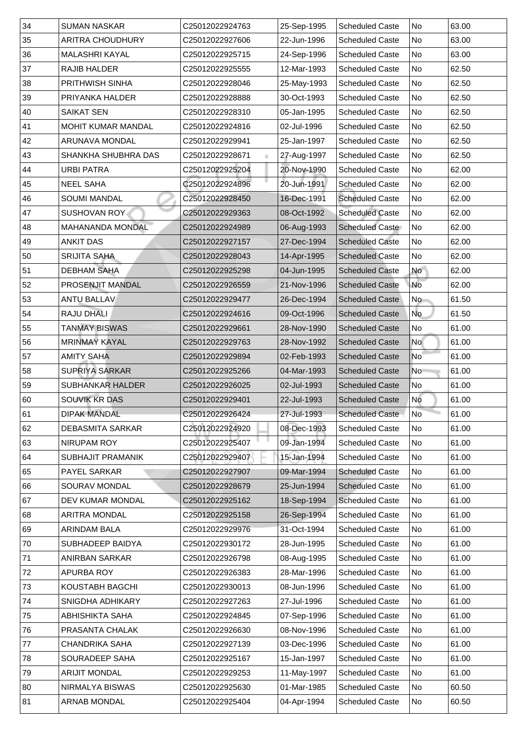| 34 | SUMAN NASKAR | C25012022924763 | 25-Sep-1995 | Scheduled Caste | No | 63.00 |
|---|---|---|---|---|---|---|
| 35 | ARITRA CHOUDHURY | C25012022927606 | 22-Jun-1996 | Scheduled Caste | No | 63.00 |
| 36 | MALASHRI KAYAL | C25012022925715 | 24-Sep-1996 | Scheduled Caste | No | 63.00 |
| 37 | RAJIB HALDER | C25012022925555 | 12-Mar-1993 | Scheduled Caste | No | 62.50 |
| 38 | PRITHWISH SINHA | C25012022928046 | 25-May-1993 | Scheduled Caste | No | 62.50 |
| 39 | PRIYANKA HALDER | C25012022928888 | 30-Oct-1993 | Scheduled Caste | No | 62.50 |
| 40 | SAIKAT SEN | C25012022928310 | 05-Jan-1995 | Scheduled Caste | No | 62.50 |
| 41 | MOHIT KUMAR MANDAL | C25012022924816 | 02-Jul-1996 | Scheduled Caste | No | 62.50 |
| 42 | ARUNAVA MONDAL | C25012022929941 | 25-Jan-1997 | Scheduled Caste | No | 62.50 |
| 43 | SHANKHA SHUBHRA DAS | C25012022928671 | 27-Aug-1997 | Scheduled Caste | No | 62.50 |
| 44 | URBI PATRA | C25012022925204 | 20-Nov-1990 | Scheduled Caste | No | 62.00 |
| 45 | NEEL SAHA | C25012022924896 | 20-Jun-1991 | Scheduled Caste | No | 62.00 |
| 46 | SOUMI MANDAL | C25012022928450 | 16-Dec-1991 | Scheduled Caste | No | 62.00 |
| 47 | SUSHOVAN ROY | C25012022929363 | 08-Oct-1992 | Scheduled Caste | No | 62.00 |
| 48 | MAHANANDA MONDAL | C25012022924989 | 06-Aug-1993 | Scheduled Caste | No | 62.00 |
| 49 | ANKIT DAS | C25012022927157 | 27-Dec-1994 | Scheduled Caste | No | 62.00 |
| 50 | SRIJITA SAHA | C25012022928043 | 14-Apr-1995 | Scheduled Caste | No | 62.00 |
| 51 | DEBHAM SAHA | C25012022925298 | 04-Jun-1995 | Scheduled Caste | No | 62.00 |
| 52 | PROSENJIT MANDAL | C25012022926559 | 21-Nov-1996 | Scheduled Caste | No | 62.00 |
| 53 | ANTU BALLAV | C25012022929477 | 26-Dec-1994 | Scheduled Caste | No | 61.50 |
| 54 | RAJU DHALI | C25012022924616 | 09-Oct-1996 | Scheduled Caste | No | 61.50 |
| 55 | TANMAY BISWAS | C25012022929661 | 28-Nov-1990 | Scheduled Caste | No | 61.00 |
| 56 | MRINMAY KAYAL | C25012022929763 | 28-Nov-1992 | Scheduled Caste | No | 61.00 |
| 57 | AMITY SAHA | C25012022929894 | 02-Feb-1993 | Scheduled Caste | No | 61.00 |
| 58 | SUPRIYA SARKAR | C25012022925266 | 04-Mar-1993 | Scheduled Caste | No | 61.00 |
| 59 | SUBHANKAR HALDER | C25012022926025 | 02-Jul-1993 | Scheduled Caste | No | 61.00 |
| 60 | SOUVIK KR DAS | C25012022929401 | 22-Jul-1993 | Scheduled Caste | No | 61.00 |
| 61 | DIPAK MANDAL | C25012022926424 | 27-Jul-1993 | Scheduled Caste | No | 61.00 |
| 62 | DEBASMITA SARKAR | C25012022924920 | 08-Dec-1993 | Scheduled Caste | No | 61.00 |
| 63 | NIRUPAM ROY | C25012022925407 | 09-Jan-1994 | Scheduled Caste | No | 61.00 |
| 64 | SUBHAJIT PRAMANIK | C25012022929407 | 15-Jan-1994 | Scheduled Caste | No | 61.00 |
| 65 | PAYEL SARKAR | C25012022927907 | 09-Mar-1994 | Scheduled Caste | No | 61.00 |
| 66 | SOURAV MONDAL | C25012022928679 | 25-Jun-1994 | Scheduled Caste | No | 61.00 |
| 67 | DEV KUMAR MONDAL | C25012022925162 | 18-Sep-1994 | Scheduled Caste | No | 61.00 |
| 68 | ARITRA MONDAL | C25012022925158 | 26-Sep-1994 | Scheduled Caste | No | 61.00 |
| 69 | ARINDAM BALA | C25012022929976 | 31-Oct-1994 | Scheduled Caste | No | 61.00 |
| 70 | SUBHADEEP BAIDYA | C25012022930172 | 28-Jun-1995 | Scheduled Caste | No | 61.00 |
| 71 | ANIRBAN SARKAR | C25012022926798 | 08-Aug-1995 | Scheduled Caste | No | 61.00 |
| 72 | APURBA ROY | C25012022926383 | 28-Mar-1996 | Scheduled Caste | No | 61.00 |
| 73 | KOUSTABH BAGCHI | C25012022930013 | 08-Jun-1996 | Scheduled Caste | No | 61.00 |
| 74 | SNIGDHA ADHIKARY | C25012022927263 | 27-Jul-1996 | Scheduled Caste | No | 61.00 |
| 75 | ABHISHIKTA SAHA | C25012022924845 | 07-Sep-1996 | Scheduled Caste | No | 61.00 |
| 76 | PRASANTA CHALAK | C25012022926630 | 08-Nov-1996 | Scheduled Caste | No | 61.00 |
| 77 | CHANDRIKA SAHA | C25012022927139 | 03-Dec-1996 | Scheduled Caste | No | 61.00 |
| 78 | SOURADEEP SAHA | C25012022925167 | 15-Jan-1997 | Scheduled Caste | No | 61.00 |
| 79 | ARIJIT MONDAL | C25012022929253 | 11-May-1997 | Scheduled Caste | No | 61.00 |
| 80 | NIRMALYA BISWAS | C25012022925630 | 01-Mar-1985 | Scheduled Caste | No | 60.50 |
| 81 | ARNAB MONDAL | C25012022925404 | 04-Apr-1994 | Scheduled Caste | No | 60.50 |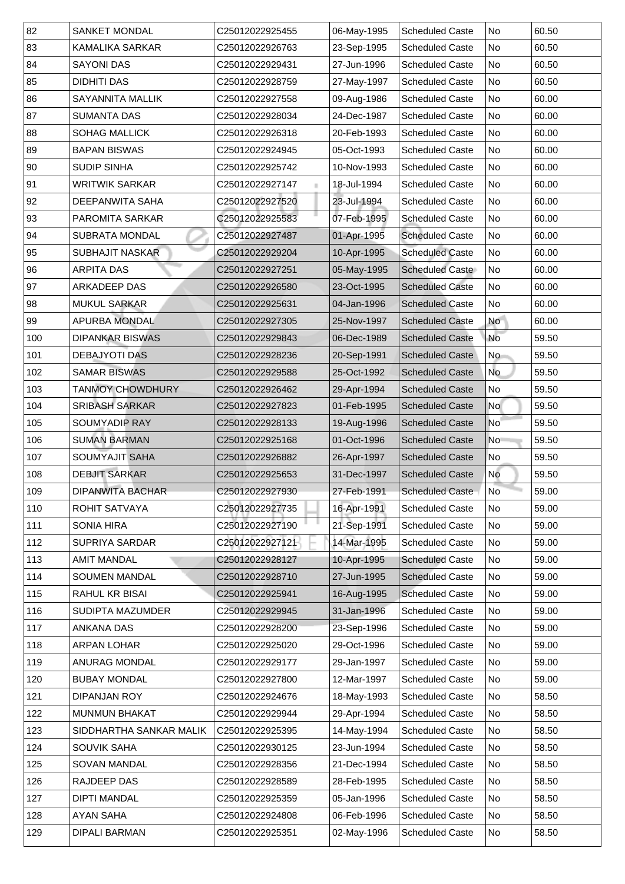| 82 | SANKET MONDAL | C25012022925455 | 06-May-1995 | Scheduled Caste | No | 60.50 |
|---|---|---|---|---|---|---|
| 83 | KAMALIKA SARKAR | C25012022926763 | 23-Sep-1995 | Scheduled Caste | No | 60.50 |
| 84 | SAYONI DAS | C25012022929431 | 27-Jun-1996 | Scheduled Caste | No | 60.50 |
| 85 | DIDHITI DAS | C25012022928759 | 27-May-1997 | Scheduled Caste | No | 60.50 |
| 86 | SAYANNITA MALLIK | C25012022927558 | 09-Aug-1986 | Scheduled Caste | No | 60.00 |
| 87 | SUMANTA DAS | C25012022928034 | 24-Dec-1987 | Scheduled Caste | No | 60.00 |
| 88 | SOHAG MALLICK | C25012022926318 | 20-Feb-1993 | Scheduled Caste | No | 60.00 |
| 89 | BAPAN BISWAS | C25012022924945 | 05-Oct-1993 | Scheduled Caste | No | 60.00 |
| 90 | SUDIP SINHA | C25012022925742 | 10-Nov-1993 | Scheduled Caste | No | 60.00 |
| 91 | WRITWIK SARKAR | C25012022927147 | 18-Jul-1994 | Scheduled Caste | No | 60.00 |
| 92 | DEEPANWITA SAHA | C25012022927520 | 23-Jul-1994 | Scheduled Caste | No | 60.00 |
| 93 | PAROMITA SARKAR | C25012022925583 | 07-Feb-1995 | Scheduled Caste | No | 60.00 |
| 94 | SUBRATA MONDAL | C25012022927487 | 01-Apr-1995 | Scheduled Caste | No | 60.00 |
| 95 | SUBHAJIT NASKAR | C25012022929204 | 10-Apr-1995 | Scheduled Caste | No | 60.00 |
| 96 | ARPITA DAS | C25012022927251 | 05-May-1995 | Scheduled Caste | No | 60.00 |
| 97 | ARKADEEP DAS | C25012022926580 | 23-Oct-1995 | Scheduled Caste | No | 60.00 |
| 98 | MUKUL SARKAR | C25012022925631 | 04-Jan-1996 | Scheduled Caste | No | 60.00 |
| 99 | APURBA MONDAL | C25012022927305 | 25-Nov-1997 | Scheduled Caste | No | 60.00 |
| 100 | DIPANKAR BISWAS | C25012022929843 | 06-Dec-1989 | Scheduled Caste | No | 59.50 |
| 101 | DEBAJYOTI DAS | C25012022928236 | 20-Sep-1991 | Scheduled Caste | No | 59.50 |
| 102 | SAMAR BISWAS | C25012022929588 | 25-Oct-1992 | Scheduled Caste | No | 59.50 |
| 103 | TANMOY CHOWDHURY | C25012022926462 | 29-Apr-1994 | Scheduled Caste | No | 59.50 |
| 104 | SRIBASH SARKAR | C25012022927823 | 01-Feb-1995 | Scheduled Caste | No | 59.50 |
| 105 | SOUMYADIP RAY | C25012022928133 | 19-Aug-1996 | Scheduled Caste | No | 59.50 |
| 106 | SUMAN BARMAN | C25012022925168 | 01-Oct-1996 | Scheduled Caste | No | 59.50 |
| 107 | SOUMYAJIT SAHA | C25012022926882 | 26-Apr-1997 | Scheduled Caste | No | 59.50 |
| 108 | DEBJIT SARKAR | C25012022925653 | 31-Dec-1997 | Scheduled Caste | No | 59.50 |
| 109 | DIPANWITA BACHAR | C25012022927930 | 27-Feb-1991 | Scheduled Caste | No | 59.00 |
| 110 | ROHIT SATVAYA | C25012022927735 | 16-Apr-1991 | Scheduled Caste | No | 59.00 |
| 111 | SONIA HIRA | C25012022927190 | 21-Sep-1991 | Scheduled Caste | No | 59.00 |
| 112 | SUPRIYA SARDAR | C25012022927121 | 14-Mar-1995 | Scheduled Caste | No | 59.00 |
| 113 | AMIT MANDAL | C25012022928127 | 10-Apr-1995 | Scheduled Caste | No | 59.00 |
| 114 | SOUMEN MANDAL | C25012022928710 | 27-Jun-1995 | Scheduled Caste | No | 59.00 |
| 115 | RAHUL KR BISAI | C25012022925941 | 16-Aug-1995 | Scheduled Caste | No | 59.00 |
| 116 | SUDIPTA MAZUMDER | C25012022929945 | 31-Jan-1996 | Scheduled Caste | No | 59.00 |
| 117 | ANKANA DAS | C25012022928200 | 23-Sep-1996 | Scheduled Caste | No | 59.00 |
| 118 | ARPAN LOHAR | C25012022925020 | 29-Oct-1996 | Scheduled Caste | No | 59.00 |
| 119 | ANURAG MONDAL | C25012022929177 | 29-Jan-1997 | Scheduled Caste | No | 59.00 |
| 120 | BUBAY MONDAL | C25012022927800 | 12-Mar-1997 | Scheduled Caste | No | 59.00 |
| 121 | DIPANJAN ROY | C25012022924676 | 18-May-1993 | Scheduled Caste | No | 58.50 |
| 122 | MUNMUN BHAKAT | C25012022929944 | 29-Apr-1994 | Scheduled Caste | No | 58.50 |
| 123 | SIDDHARTHA SANKAR MALIK | C25012022925395 | 14-May-1994 | Scheduled Caste | No | 58.50 |
| 124 | SOUVIK SAHA | C25012022930125 | 23-Jun-1994 | Scheduled Caste | No | 58.50 |
| 125 | SOVAN MANDAL | C25012022928356 | 21-Dec-1994 | Scheduled Caste | No | 58.50 |
| 126 | RAJDEEP DAS | C25012022928589 | 28-Feb-1995 | Scheduled Caste | No | 58.50 |
| 127 | DIPTI MANDAL | C25012022925359 | 05-Jan-1996 | Scheduled Caste | No | 58.50 |
| 128 | AYAN SAHA | C25012022924808 | 06-Feb-1996 | Scheduled Caste | No | 58.50 |
| 129 | DIPALI BARMAN | C25012022925351 | 02-May-1996 | Scheduled Caste | No | 58.50 |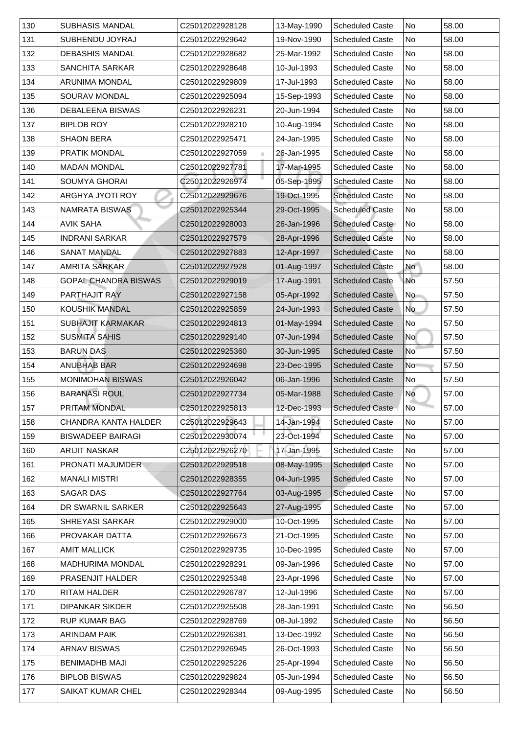| 130 | SUBHASIS MANDAL | C25012022928128 | 13-May-1990 | Scheduled Caste | No | 58.00 |
|---|---|---|---|---|---|---|
| 131 | SUBHENDU JOYRAJ | C25012022929642 | 19-Nov-1990 | Scheduled Caste | No | 58.00 |
| 132 | DEBASHIS MANDAL | C25012022928682 | 25-Mar-1992 | Scheduled Caste | No | 58.00 |
| 133 | SANCHITA SARKAR | C25012022928648 | 10-Jul-1993 | Scheduled Caste | No | 58.00 |
| 134 | ARUNIMA MONDAL | C25012022929809 | 17-Jul-1993 | Scheduled Caste | No | 58.00 |
| 135 | SOURAV MONDAL | C25012022925094 | 15-Sep-1993 | Scheduled Caste | No | 58.00 |
| 136 | DEBALEENA BISWAS | C25012022926231 | 20-Jun-1994 | Scheduled Caste | No | 58.00 |
| 137 | BIPLOB ROY | C25012022928210 | 10-Aug-1994 | Scheduled Caste | No | 58.00 |
| 138 | SHAON BERA | C25012022925471 | 24-Jan-1995 | Scheduled Caste | No | 58.00 |
| 139 | PRATIK MONDAL | C25012022927059 | 26-Jan-1995 | Scheduled Caste | No | 58.00 |
| 140 | MADAN MONDAL | C25012022927781 | 17-Mar-1995 | Scheduled Caste | No | 58.00 |
| 141 | SOUMYA GHORAI | C25012022926974 | 05-Sep-1995 | Scheduled Caste | No | 58.00 |
| 142 | ARGHYA JYOTI ROY | C25012022929676 | 19-Oct-1995 | Scheduled Caste | No | 58.00 |
| 143 | NAMRATA BISWAS | C25012022925344 | 29-Oct-1995 | Scheduled Caste | No | 58.00 |
| 144 | AVIK SAHA | C25012022928003 | 26-Jan-1996 | Scheduled Caste | No | 58.00 |
| 145 | INDRANI SARKAR | C25012022927579 | 28-Apr-1996 | Scheduled Caste | No | 58.00 |
| 146 | SANAT MANDAL | C25012022927883 | 12-Apr-1997 | Scheduled Caste | No | 58.00 |
| 147 | AMRITA SARKAR | C25012022927928 | 01-Aug-1997 | Scheduled Caste | No | 58.00 |
| 148 | GOPAL CHANDRA BISWAS | C25012022929019 | 17-Aug-1991 | Scheduled Caste | No | 57.50 |
| 149 | PARTHAJIT RAY | C25012022927158 | 05-Apr-1992 | Scheduled Caste | No | 57.50 |
| 150 | KOUSHIK MANDAL | C25012022925859 | 24-Jun-1993 | Scheduled Caste | No | 57.50 |
| 151 | SUBHAJIT KARMAKAR | C25012022924813 | 01-May-1994 | Scheduled Caste | No | 57.50 |
| 152 | SUSMITA SAHIS | C25012022929140 | 07-Jun-1994 | Scheduled Caste | No | 57.50 |
| 153 | BARUN DAS | C25012022925360 | 30-Jun-1995 | Scheduled Caste | No | 57.50 |
| 154 | ANUBHAB BAR | C25012022924698 | 23-Dec-1995 | Scheduled Caste | No | 57.50 |
| 155 | MONIMOHAN BISWAS | C25012022926042 | 06-Jan-1996 | Scheduled Caste | No | 57.50 |
| 156 | BARANASI ROUL | C25012022927734 | 05-Mar-1988 | Scheduled Caste | No | 57.00 |
| 157 | PRITAM MONDAL | C25012022925813 | 12-Dec-1993 | Scheduled Caste | No | 57.00 |
| 158 | CHANDRA KANTA HALDER | C25012022929643 | 14-Jan-1994 | Scheduled Caste | No | 57.00 |
| 159 | BISWADEEP BAIRAGI | C25012022930074 | 23-Oct-1994 | Scheduled Caste | No | 57.00 |
| 160 | ARIJIT NASKAR | C25012022926270 | 17-Jan-1995 | Scheduled Caste | No | 57.00 |
| 161 | PRONATI MAJUMDER | C25012022929518 | 08-May-1995 | Scheduled Caste | No | 57.00 |
| 162 | MANALI MISTRI | C25012022928355 | 04-Jun-1995 | Scheduled Caste | No | 57.00 |
| 163 | SAGAR DAS | C25012022927764 | 03-Aug-1995 | Scheduled Caste | No | 57.00 |
| 164 | DR SWARNIL SARKER | C25012022925643 | 27-Aug-1995 | Scheduled Caste | No | 57.00 |
| 165 | SHREYASI SARKAR | C25012022929000 | 10-Oct-1995 | Scheduled Caste | No | 57.00 |
| 166 | PROVAKAR DATTA | C25012022926673 | 21-Oct-1995 | Scheduled Caste | No | 57.00 |
| 167 | AMIT MALLICK | C25012022929735 | 10-Dec-1995 | Scheduled Caste | No | 57.00 |
| 168 | MADHURIMA MONDAL | C25012022928291 | 09-Jan-1996 | Scheduled Caste | No | 57.00 |
| 169 | PRASENJIT HALDER | C25012022925348 | 23-Apr-1996 | Scheduled Caste | No | 57.00 |
| 170 | RITAM HALDER | C25012022926787 | 12-Jul-1996 | Scheduled Caste | No | 57.00 |
| 171 | DIPANKAR SIKDER | C25012022925508 | 28-Jan-1991 | Scheduled Caste | No | 56.50 |
| 172 | RUP KUMAR BAG | C25012022928769 | 08-Jul-1992 | Scheduled Caste | No | 56.50 |
| 173 | ARINDAM PAIK | C25012022926381 | 13-Dec-1992 | Scheduled Caste | No | 56.50 |
| 174 | ARNAV BISWAS | C25012022926945 | 26-Oct-1993 | Scheduled Caste | No | 56.50 |
| 175 | BENIMADHB MAJI | C25012022925226 | 25-Apr-1994 | Scheduled Caste | No | 56.50 |
| 176 | BIPLOB BISWAS | C25012022929824 | 05-Jun-1994 | Scheduled Caste | No | 56.50 |
| 177 | SAIKAT KUMAR CHEL | C25012022928344 | 09-Aug-1995 | Scheduled Caste | No | 56.50 |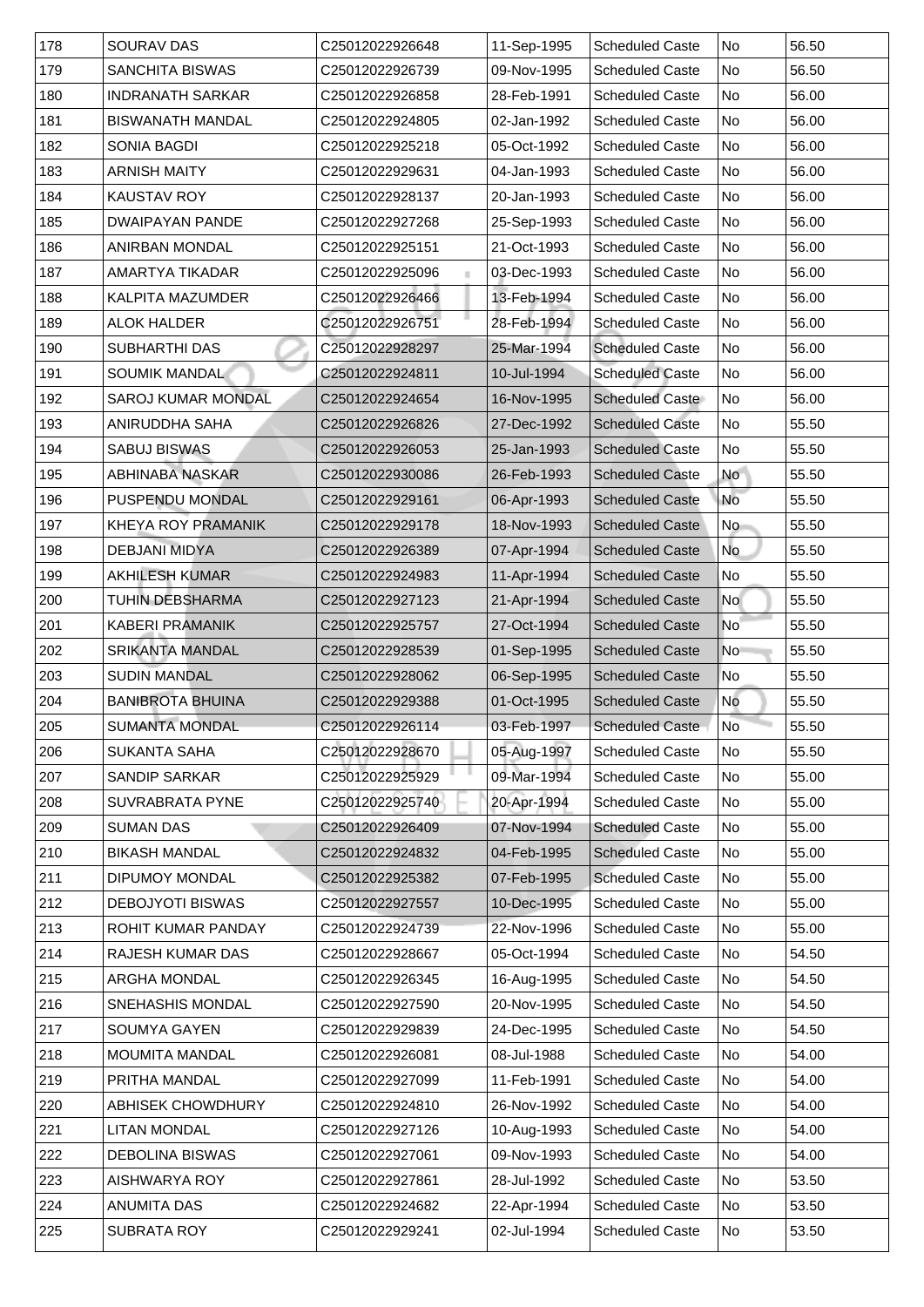| 178 | SOURAV DAS | C25012022926648 | 11-Sep-1995 | Scheduled Caste | No | 56.50 |
|---|---|---|---|---|---|---|
| 179 | SANCHITA BISWAS | C25012022926739 | 09-Nov-1995 | Scheduled Caste | No | 56.50 |
| 180 | INDRANATH SARKAR | C25012022926858 | 28-Feb-1991 | Scheduled Caste | No | 56.00 |
| 181 | BISWANATH MANDAL | C25012022924805 | 02-Jan-1992 | Scheduled Caste | No | 56.00 |
| 182 | SONIA BAGDI | C25012022925218 | 05-Oct-1992 | Scheduled Caste | No | 56.00 |
| 183 | ARNISH MAITY | C25012022929631 | 04-Jan-1993 | Scheduled Caste | No | 56.00 |
| 184 | KAUSTAV ROY | C25012022928137 | 20-Jan-1993 | Scheduled Caste | No | 56.00 |
| 185 | DWAIPAYAN PANDE | C25012022927268 | 25-Sep-1993 | Scheduled Caste | No | 56.00 |
| 186 | ANIRBAN MONDAL | C25012022925151 | 21-Oct-1993 | Scheduled Caste | No | 56.00 |
| 187 | AMARTYA TIKADAR | C25012022925096 | 03-Dec-1993 | Scheduled Caste | No | 56.00 |
| 188 | KALPITA MAZUMDER | C25012022926466 | 13-Feb-1994 | Scheduled Caste | No | 56.00 |
| 189 | ALOK HALDER | C25012022926751 | 28-Feb-1994 | Scheduled Caste | No | 56.00 |
| 190 | SUBHARTHI DAS | C25012022928297 | 25-Mar-1994 | Scheduled Caste | No | 56.00 |
| 191 | SOUMIK MANDAL | C25012022924811 | 10-Jul-1994 | Scheduled Caste | No | 56.00 |
| 192 | SAROJ KUMAR MONDAL | C25012022924654 | 16-Nov-1995 | Scheduled Caste | No | 56.00 |
| 193 | ANIRUDDHA SAHA | C25012022926826 | 27-Dec-1992 | Scheduled Caste | No | 55.50 |
| 194 | SABUJ BISWAS | C25012022926053 | 25-Jan-1993 | Scheduled Caste | No | 55.50 |
| 195 | ABHINABA NASKAR | C25012022930086 | 26-Feb-1993 | Scheduled Caste | No | 55.50 |
| 196 | PUSPENDU MONDAL | C25012022929161 | 06-Apr-1993 | Scheduled Caste | No | 55.50 |
| 197 | KHEYA ROY PRAMANIK | C25012022929178 | 18-Nov-1993 | Scheduled Caste | No | 55.50 |
| 198 | DEBJANI MIDYA | C25012022926389 | 07-Apr-1994 | Scheduled Caste | No | 55.50 |
| 199 | AKHILESH KUMAR | C25012022924983 | 11-Apr-1994 | Scheduled Caste | No | 55.50 |
| 200 | TUHIN DEBSHARMA | C25012022927123 | 21-Apr-1994 | Scheduled Caste | No | 55.50 |
| 201 | KABERI PRAMANIK | C25012022925757 | 27-Oct-1994 | Scheduled Caste | No | 55.50 |
| 202 | SRIKANTA MANDAL | C25012022928539 | 01-Sep-1995 | Scheduled Caste | No | 55.50 |
| 203 | SUDIN MANDAL | C25012022928062 | 06-Sep-1995 | Scheduled Caste | No | 55.50 |
| 204 | BANIBROTA BHUINA | C25012022929388 | 01-Oct-1995 | Scheduled Caste | No | 55.50 |
| 205 | SUMANTA MONDAL | C25012022926114 | 03-Feb-1997 | Scheduled Caste | No | 55.50 |
| 206 | SUKANTA SAHA | C25012022928670 | 05-Aug-1997 | Scheduled Caste | No | 55.50 |
| 207 | SANDIP SARKAR | C25012022925929 | 09-Mar-1994 | Scheduled Caste | No | 55.00 |
| 208 | SUVRABRATA PYNE | C25012022925740 | 20-Apr-1994 | Scheduled Caste | No | 55.00 |
| 209 | SUMAN DAS | C25012022926409 | 07-Nov-1994 | Scheduled Caste | No | 55.00 |
| 210 | BIKASH MANDAL | C25012022924832 | 04-Feb-1995 | Scheduled Caste | No | 55.00 |
| 211 | DIPUMOY MONDAL | C25012022925382 | 07-Feb-1995 | Scheduled Caste | No | 55.00 |
| 212 | DEBOJYOTI BISWAS | C25012022927557 | 10-Dec-1995 | Scheduled Caste | No | 55.00 |
| 213 | ROHIT KUMAR PANDAY | C25012022924739 | 22-Nov-1996 | Scheduled Caste | No | 55.00 |
| 214 | RAJESH KUMAR DAS | C25012022928667 | 05-Oct-1994 | Scheduled Caste | No | 54.50 |
| 215 | ARGHA MONDAL | C25012022926345 | 16-Aug-1995 | Scheduled Caste | No | 54.50 |
| 216 | SNEHASHIS MONDAL | C25012022927590 | 20-Nov-1995 | Scheduled Caste | No | 54.50 |
| 217 | SOUMYA GAYEN | C25012022929839 | 24-Dec-1995 | Scheduled Caste | No | 54.50 |
| 218 | MOUMITA MANDAL | C25012022926081 | 08-Jul-1988 | Scheduled Caste | No | 54.00 |
| 219 | PRITHA MANDAL | C25012022927099 | 11-Feb-1991 | Scheduled Caste | No | 54.00 |
| 220 | ABHISEK CHOWDHURY | C25012022924810 | 26-Nov-1992 | Scheduled Caste | No | 54.00 |
| 221 | LITAN MONDAL | C25012022927126 | 10-Aug-1993 | Scheduled Caste | No | 54.00 |
| 222 | DEBOLINA BISWAS | C25012022927061 | 09-Nov-1993 | Scheduled Caste | No | 54.00 |
| 223 | AISHWARYA ROY | C25012022927861 | 28-Jul-1992 | Scheduled Caste | No | 53.50 |
| 224 | ANUMITA DAS | C25012022924682 | 22-Apr-1994 | Scheduled Caste | No | 53.50 |
| 225 | SUBRATA ROY | C25012022929241 | 02-Jul-1994 | Scheduled Caste | No | 53.50 |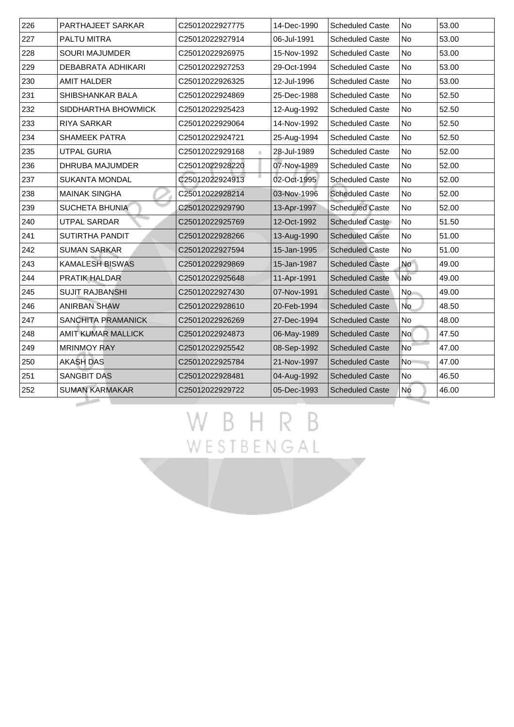| | | | | | | |
|---|---|---|---|---|---|---|
| 226 | PARTHAJEET SARKAR | C25012022927775 | 14-Dec-1990 | Scheduled Caste | No | 53.00 |
| 227 | PALTU MITRA | C25012022927914 | 06-Jul-1991 | Scheduled Caste | No | 53.00 |
| 228 | SOURI MAJUMDER | C25012022926975 | 15-Nov-1992 | Scheduled Caste | No | 53.00 |
| 229 | DEBABRATA ADHIKARI | C25012022927253 | 29-Oct-1994 | Scheduled Caste | No | 53.00 |
| 230 | AMIT HALDER | C25012022926325 | 12-Jul-1996 | Scheduled Caste | No | 53.00 |
| 231 | SHIBSHANKAR BALA | C25012022924869 | 25-Dec-1988 | Scheduled Caste | No | 52.50 |
| 232 | SIDDHARTHA BHOWMICK | C25012022925423 | 12-Aug-1992 | Scheduled Caste | No | 52.50 |
| 233 | RIYA SARKAR | C25012022929064 | 14-Nov-1992 | Scheduled Caste | No | 52.50 |
| 234 | SHAMEEK PATRA | C25012022924721 | 25-Aug-1994 | Scheduled Caste | No | 52.50 |
| 235 | UTPAL GURIA | C25012022929168 | 28-Jul-1989 | Scheduled Caste | No | 52.00 |
| 236 | DHRUBA MAJUMDER | C25012022928220 | 07-Nov-1989 | Scheduled Caste | No | 52.00 |
| 237 | SUKANTA MONDAL | C25012022924913 | 02-Oct-1995 | Scheduled Caste | No | 52.00 |
| 238 | MAINAK SINGHA | C25012022928214 | 03-Nov-1996 | Scheduled Caste | No | 52.00 |
| 239 | SUCHETA BHUNIA | C25012022929790 | 13-Apr-1997 | Scheduled Caste | No | 52.00 |
| 240 | UTPAL SARDAR | C25012022925769 | 12-Oct-1992 | Scheduled Caste | No | 51.50 |
| 241 | SUTIRTHA PANDIT | C25012022928266 | 13-Aug-1990 | Scheduled Caste | No | 51.00 |
| 242 | SUMAN SARKAR | C25012022927594 | 15-Jan-1995 | Scheduled Caste | No | 51.00 |
| 243 | KAMALESH BISWAS | C25012022929869 | 15-Jan-1987 | Scheduled Caste | No | 49.00 |
| 244 | PRATIK HALDAR | C25012022925648 | 11-Apr-1991 | Scheduled Caste | No | 49.00 |
| 245 | SUJIT RAJBANSHI | C25012022927430 | 07-Nov-1991 | Scheduled Caste | No | 49.00 |
| 246 | ANIRBAN SHAW | C25012022928610 | 20-Feb-1994 | Scheduled Caste | No | 48.50 |
| 247 | SANCHITA PRAMANICK | C25012022926269 | 27-Dec-1994 | Scheduled Caste | No | 48.00 |
| 248 | AMIT KUMAR MALLICK | C25012022924873 | 06-May-1989 | Scheduled Caste | No | 47.50 |
| 249 | MRINMOY RAY | C25012022925542 | 08-Sep-1992 | Scheduled Caste | No | 47.00 |
| 250 | AKASH DAS | C25012022925784 | 21-Nov-1997 | Scheduled Caste | No | 47.00 |
| 251 | SANGBIT DAS | C25012022928481 | 04-Aug-1992 | Scheduled Caste | No | 46.50 |
| 252 | SUMAN KARMAKAR | C25012022929722 | 05-Dec-1993 | Scheduled Caste | No | 46.00 |